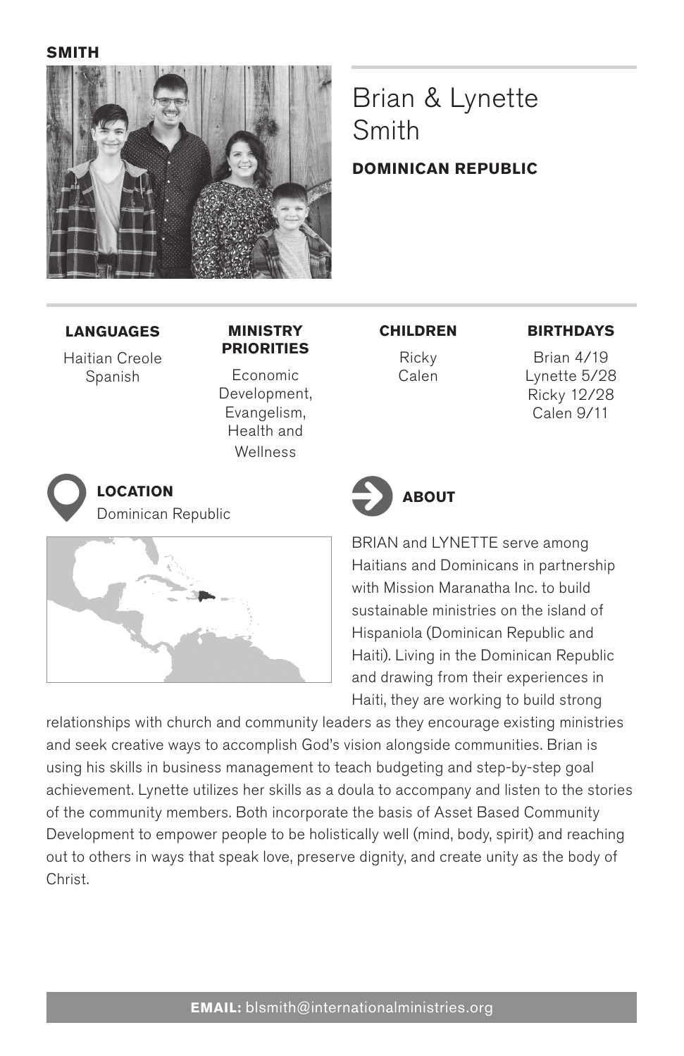# Brian & Lynette Smith

**DOMINICAN REPUBLIC**

**LANGUAGES**

Haitian Creole
Spanish

**MINISTRY PRIORITIES**

Economic Development, Evangelism, Health and Wellness

**CHILDREN**

Ricky
Calen

**BIRTHDAYS**

Brian 4/19
Lynette 5/28
Ricky 12/28
Calen 9/11

**LOCATION**

Dominican Republic

**ABOUT**

BRIAN and LYNETTE serve among Haitians and Dominicans in partnership with Mission Maranatha Inc. to build sustainable ministries on the island of Hispaniola (Dominican Republic and Haiti). Living in the Dominican Republic and drawing from their experiences in Haiti, they are working to build strong relationships with church and community leaders as they encourage existing ministries and seek creative ways to accomplish God's vision alongside communities. Brian is using his skills in business management to teach budgeting and step-by-step goal achievement. Lynette utilizes her skills as a doula to accompany and listen to the stories of the community members. Both incorporate the basis of Asset Based Community Development to empower people to be holistically well (mind, body, spirit) and reaching out to others in ways that speak love, preserve dignity, and create unity as the body of Christ.

**EMAIL:** blsmith@internationalministries.org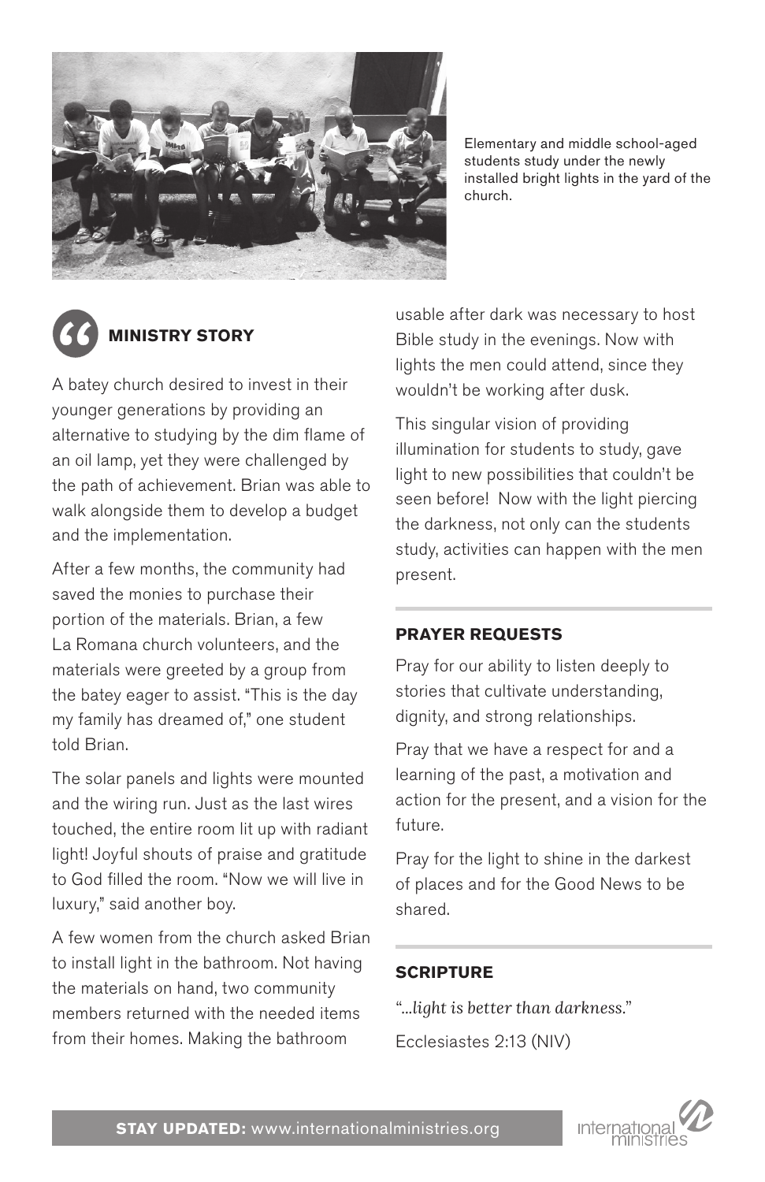Elementary and middle school-aged students study under the newly installed bright lights in the yard of the church.

## MINISTRY STORY

A batey church desired to invest in their younger generations by providing an alternative to studying by the dim flame of an oil lamp, yet they were challenged by the path of achievement. Brian was able to walk alongside them to develop a budget and the implementation.

After a few months, the community had saved the monies to purchase their portion of the materials. Brian, a few La Romana church volunteers, and the materials were greeted by a group from the batey eager to assist. "This is the day my family has dreamed of," one student told Brian.

The solar panels and lights were mounted and the wiring run. Just as the last wires touched, the entire room lit up with radiant light! Joyful shouts of praise and gratitude to God filled the room. "Now we will live in luxury," said another boy.

A few women from the church asked Brian to install light in the bathroom. Not having the materials on hand, two community members returned with the needed items from their homes. Making the bathroom usable after dark was necessary to host Bible study in the evenings. Now with lights the men could attend, since they wouldn't be working after dusk.

This singular vision of providing illumination for students to study, gave light to new possibilities that couldn't be seen before! Now with the light piercing the darkness, not only can the students study, activities can happen with the men present.

## PRAYER REQUESTS

Pray for our ability to listen deeply to stories that cultivate understanding, dignity, and strong relationships.

Pray that we have a respect for and a learning of the past, a motivation and action for the present, and a vision for the future.

Pray for the light to shine in the darkest of places and for the Good News to be shared.

## SCRIPTURE

*"...light is better than darkness."*

Ecclesiastes 2:13 (NIV)

**STAY UPDATED:** www.internationalministries.org